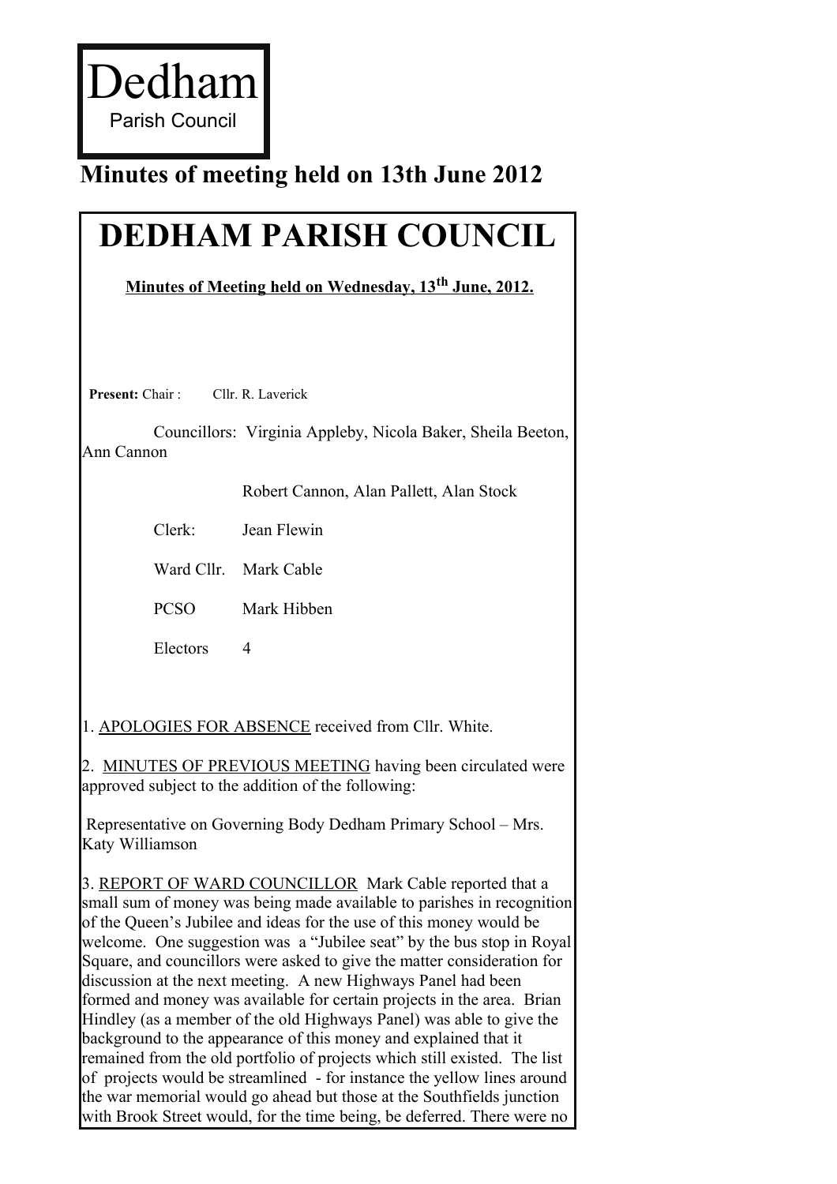Dedham

Parish Council

**Minutes of meeting held on 13th June 2012**

# DEDHAM PARISH COUNCIL

**Minutes of Meeting held on Wednesday, 13th June, 2012.**

**Present:** Chair : Cllr. R. Laverick

Councillors: Virginia Appleby, Nicola Baker, Sheila Beeton, Ann Cannon

Robert Cannon, Alan Pallett, Alan Stock

Clerk: Jean Flewin

Ward Cllr. Mark Cable

PCSO Mark Hibben

Electors 4

1. APOLOGIES FOR ABSENCE received from Cllr. White.

2. MINUTES OF PREVIOUS MEETING having been circulated were approved subject to the addition of the following:

Representative on Governing Body Dedham Primary School – Mrs. Katy Williamson

3. REPORT OF WARD COUNCILLOR Mark Cable reported that a small sum of money was being made available to parishes in recognition of the Queen's Jubilee and ideas for the use of this money would be welcome. One suggestion was a "Jubilee seat" by the bus stop in Royal Square, and councillors were asked to give the matter consideration for discussion at the next meeting. A new Highways Panel had been formed and money was available for certain projects in the area. Brian Hindley (as a member of the old Highways Panel) was able to give the background to the appearance of this money and explained that it remained from the old portfolio of projects which still existed. The list of projects would be streamlined - for instance the yellow lines around the war memorial would go ahead but those at the Southfields junction with Brook Street would, for the time being, be deferred. There were no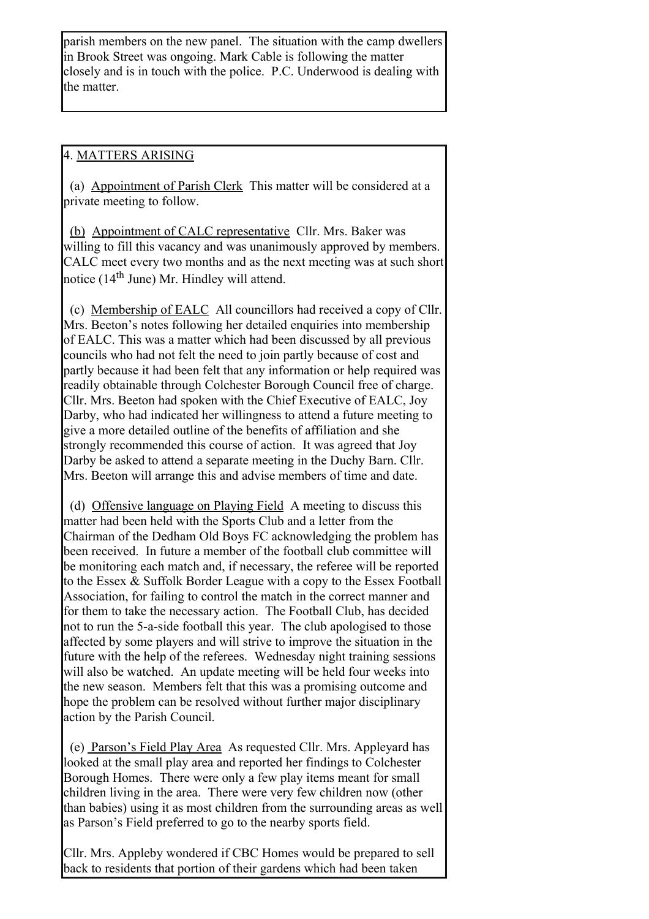parish members on the new panel. The situation with the camp dwellers in Brook Street was ongoing. Mark Cable is following the matter closely and is in touch with the police. P.C. Underwood is dealing with the matter.

4. <u>MATTERS ARISING</u>

(a) <u>Appointment of Parish Clerk</u> This matter will be considered at a private meeting to follow.

(b) <u>Appointment of CALC representative</u> Cllr. Mrs. Baker was willing to fill this vacancy and was unanimously approved by members. CALC meet every two months and as the next meeting was at such short notice (14th June) Mr. Hindley will attend.

(c) <u>Membership of EALC</u> All councillors had received a copy of Cllr. Mrs. Beeton's notes following her detailed enquiries into membership of EALC. This was a matter which had been discussed by all previous councils who had not felt the need to join partly because of cost and partly because it had been felt that any information or help required was readily obtainable through Colchester Borough Council free of charge. Cllr. Mrs. Beeton had spoken with the Chief Executive of EALC, Joy Darby, who had indicated her willingness to attend a future meeting to give a more detailed outline of the benefits of affiliation and she strongly recommended this course of action. It was agreed that Joy Darby be asked to attend a separate meeting in the Duchy Barn. Cllr. Mrs. Beeton will arrange this and advise members of time and date.

(d) <u>Offensive language on Playing Field</u> A meeting to discuss this matter had been held with the Sports Club and a letter from the Chairman of the Dedham Old Boys FC acknowledging the problem has been received. In future a member of the football club committee will be monitoring each match and, if necessary, the referee will be reported to the Essex & Suffolk Border League with a copy to the Essex Football Association, for failing to control the match in the correct manner and for them to take the necessary action. The Football Club, has decided not to run the 5-a-side football this year. The club apologised to those affected by some players and will strive to improve the situation in the future with the help of the referees. Wednesday night training sessions will also be watched. An update meeting will be held four weeks into the new season. Members felt that this was a promising outcome and hope the problem can be resolved without further major disciplinary action by the Parish Council.

(e) <u>Parson's Field Play Area</u> As requested Cllr. Mrs. Appleyard has looked at the small play area and reported her findings to Colchester Borough Homes. There were only a few play items meant for small children living in the area. There were very few children now (other than babies) using it as most children from the surrounding areas as well as Parson's Field preferred to go to the nearby sports field.

Cllr. Mrs. Appleby wondered if CBC Homes would be prepared to sell back to residents that portion of their gardens which had been taken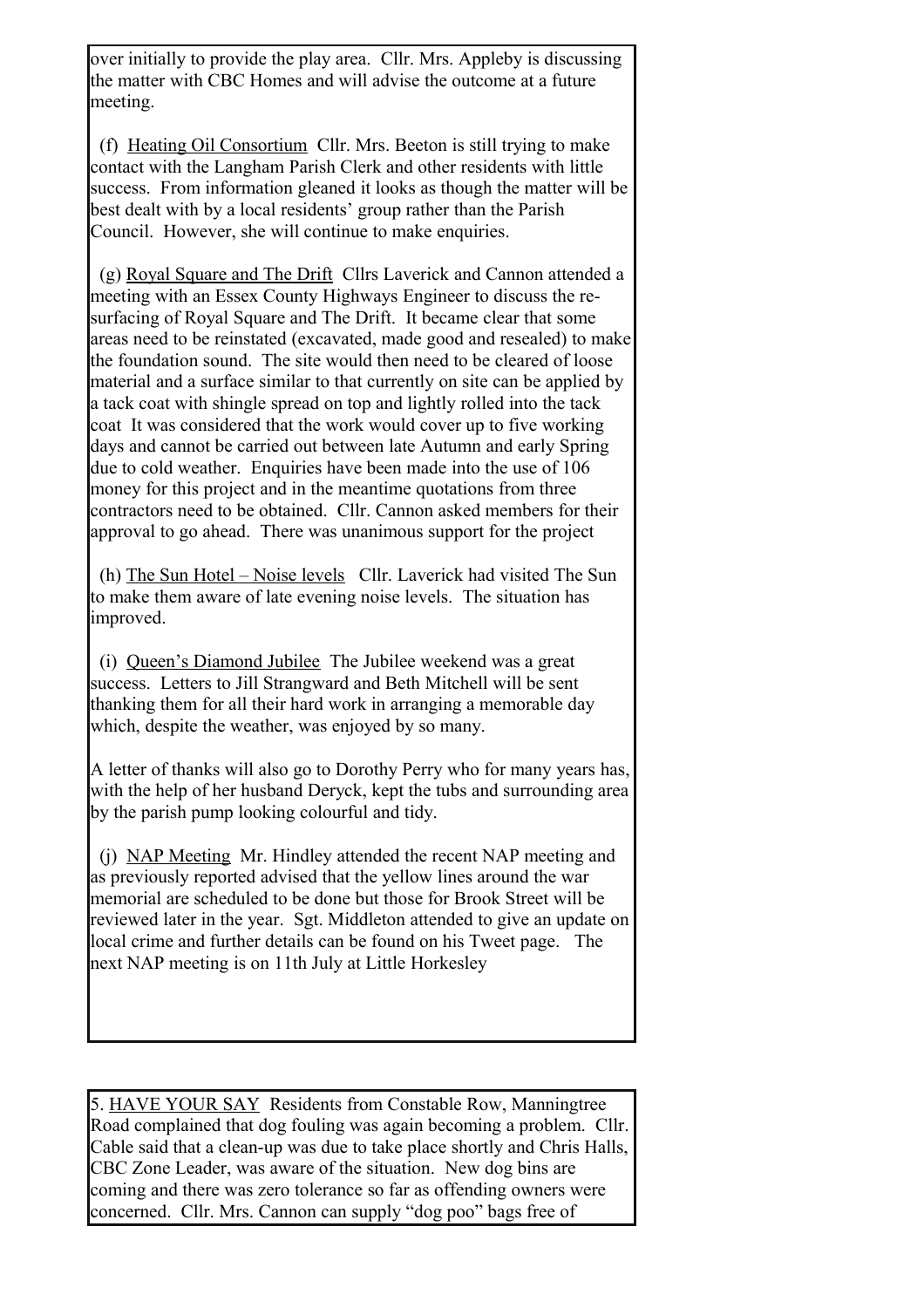over initially to provide the play area. Cllr. Mrs. Appleby is discussing the matter with CBC Homes and will advise the outcome at a future meeting.

(f) Heating Oil Consortium Cllr. Mrs. Beeton is still trying to make contact with the Langham Parish Clerk and other residents with little success. From information gleaned it looks as though the matter will be best dealt with by a local residents' group rather than the Parish Council. However, she will continue to make enquiries.

(g) Royal Square and The Drift Cllrs Laverick and Cannon attended a meeting with an Essex County Highways Engineer to discuss the re-surfacing of Royal Square and The Drift. It became clear that some areas need to be reinstated (excavated, made good and resealed) to make the foundation sound. The site would then need to be cleared of loose material and a surface similar to that currently on site can be applied by a tack coat with shingle spread on top and lightly rolled into the tack coat It was considered that the work would cover up to five working days and cannot be carried out between late Autumn and early Spring due to cold weather. Enquiries have been made into the use of 106 money for this project and in the meantime quotations from three contractors need to be obtained. Cllr. Cannon asked members for their approval to go ahead. There was unanimous support for the project

(h) The Sun Hotel – Noise levels Cllr. Laverick had visited The Sun to make them aware of late evening noise levels. The situation has improved.

(i) Queen's Diamond Jubilee The Jubilee weekend was a great success. Letters to Jill Strangward and Beth Mitchell will be sent thanking them for all their hard work in arranging a memorable day which, despite the weather, was enjoyed by so many.

A letter of thanks will also go to Dorothy Perry who for many years has, with the help of her husband Deryck, kept the tubs and surrounding area by the parish pump looking colourful and tidy.

(j) NAP Meeting Mr. Hindley attended the recent NAP meeting and as previously reported advised that the yellow lines around the war memorial are scheduled to be done but those for Brook Street will be reviewed later in the year. Sgt. Middleton attended to give an update on local crime and further details can be found on his Tweet page. The next NAP meeting is on 11th July at Little Horkesley

5. HAVE YOUR SAY Residents from Constable Row, Manningtree Road complained that dog fouling was again becoming a problem. Cllr. Cable said that a clean-up was due to take place shortly and Chris Halls, CBC Zone Leader, was aware of the situation. New dog bins are coming and there was zero tolerance so far as offending owners were concerned. Cllr. Mrs. Cannon can supply "dog poo" bags free of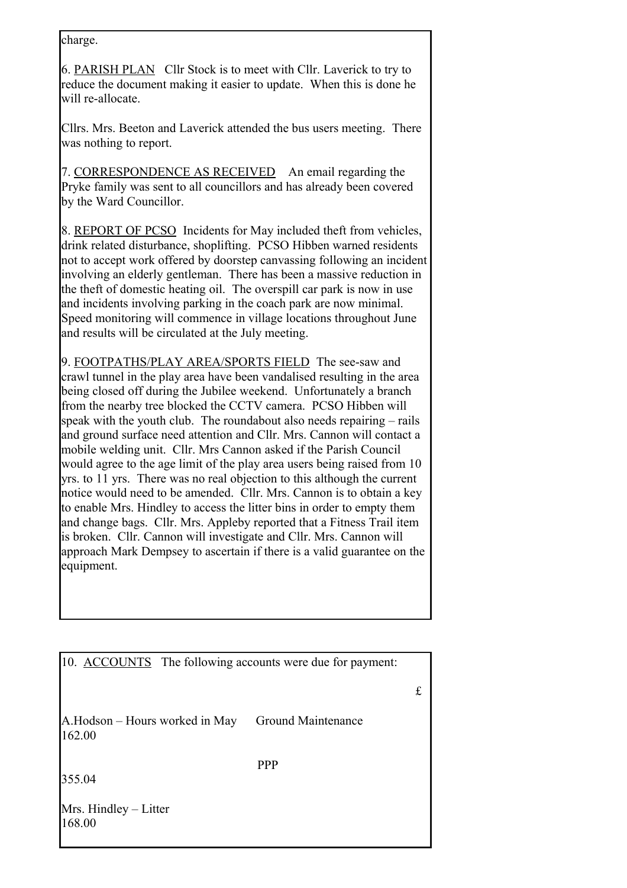charge.

6. PARISH PLAN   Cllr Stock is to meet with Cllr. Laverick to try to reduce the document making it easier to update. When this is done he will re-allocate.

Cllrs. Mrs. Beeton and Laverick attended the bus users meeting. There was nothing to report.

7. CORRESPONDENCE AS RECEIVED   An email regarding the Pryke family was sent to all councillors and has already been covered by the Ward Councillor.

8. REPORT OF PCSO   Incidents for May included theft from vehicles, drink related disturbance, shoplifting. PCSO Hibben warned residents not to accept work offered by doorstep canvassing following an incident involving an elderly gentleman. There has been a massive reduction in the theft of domestic heating oil. The overspill car park is now in use and incidents involving parking in the coach park are now minimal. Speed monitoring will commence in village locations throughout June and results will be circulated at the July meeting.

9. FOOTPATHS/PLAY AREA/SPORTS FIELD   The see-saw and crawl tunnel in the play area have been vandalised resulting in the area being closed off during the Jubilee weekend. Unfortunately a branch from the nearby tree blocked the CCTV camera. PCSO Hibben will speak with the youth club. The roundabout also needs repairing – rails and ground surface need attention and Cllr. Mrs. Cannon will contact a mobile welding unit. Cllr. Mrs Cannon asked if the Parish Council would agree to the age limit of the play area users being raised from 10 yrs. to 11 yrs. There was no real objection to this although the current notice would need to be amended. Cllr. Mrs. Cannon is to obtain a key to enable Mrs. Hindley to access the litter bins in order to empty them and change bags. Cllr. Mrs. Appleby reported that a Fitness Trail item is broken. Cllr. Cannon will investigate and Cllr. Mrs. Cannon will approach Mark Dempsey to ascertain if there is a valid guarantee on the equipment.

10. ACCOUNTS   The following accounts were due for payment:

| | | £ |
|---|---|---|
| A.Hodson – Hours worked in May | Ground Maintenance | 162.00 |
| | PPP | 355.04 |
| Mrs. Hindley – Litter | | 168.00 |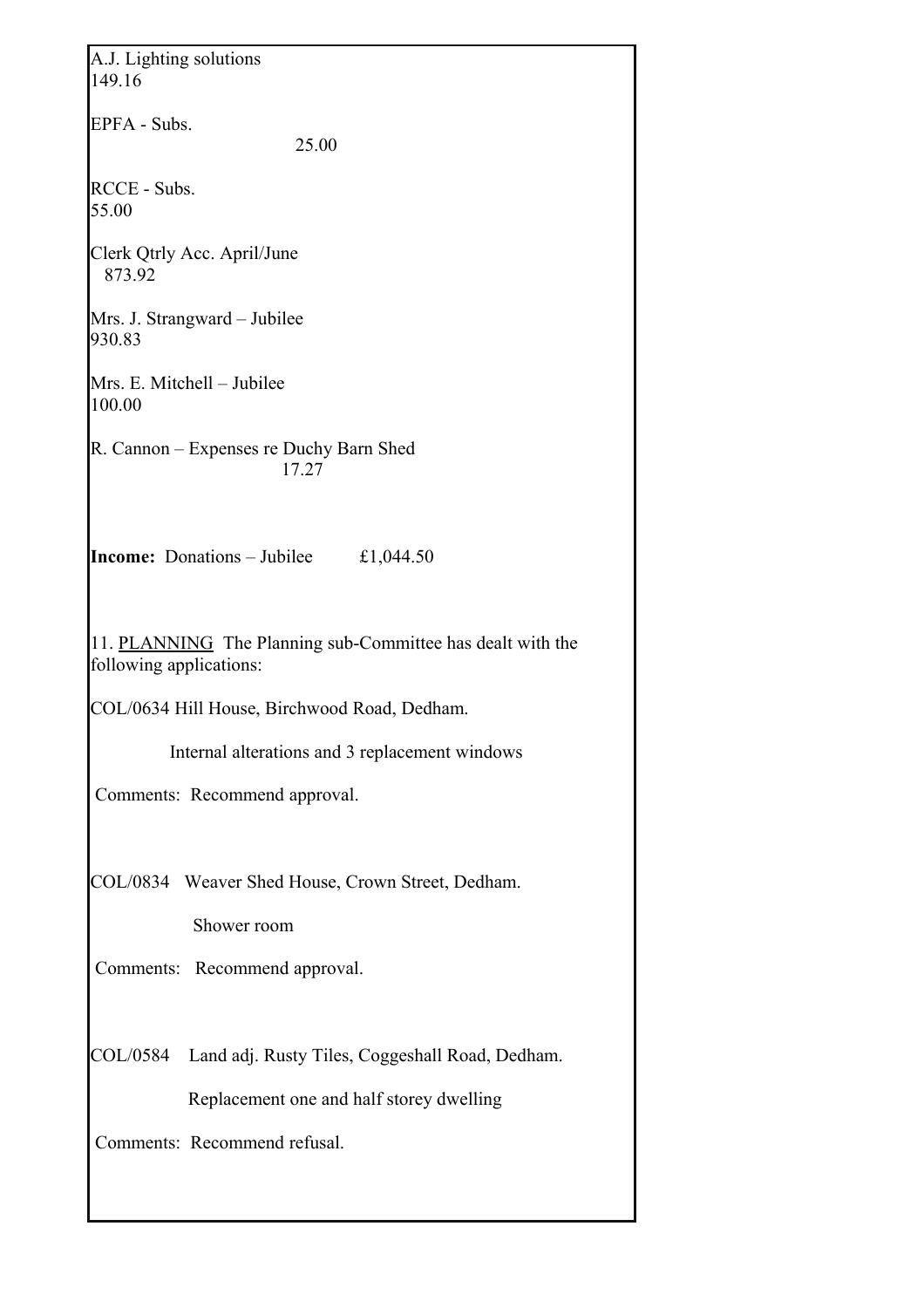A.J. Lighting solutions
149.16

EPFA - Subs.
25.00

RCCE - Subs.
55.00

Clerk Qtrly Acc. April/June
873.92

Mrs. J. Strangward – Jubilee
930.83

Mrs. E. Mitchell – Jubilee
100.00

R. Cannon – Expenses re Duchy Barn Shed
17.27

**Income:** Donations – Jubilee £1,044.50

11. PLANNING The Planning sub-Committee has dealt with the following applications:

COL/0634 Hill House, Birchwood Road, Dedham.

Internal alterations and 3 replacement windows

Comments: Recommend approval.

COL/0834 Weaver Shed House, Crown Street, Dedham.

Shower room

Comments: Recommend approval.

COL/0584 Land adj. Rusty Tiles, Coggeshall Road, Dedham.

Replacement one and half storey dwelling

Comments: Recommend refusal.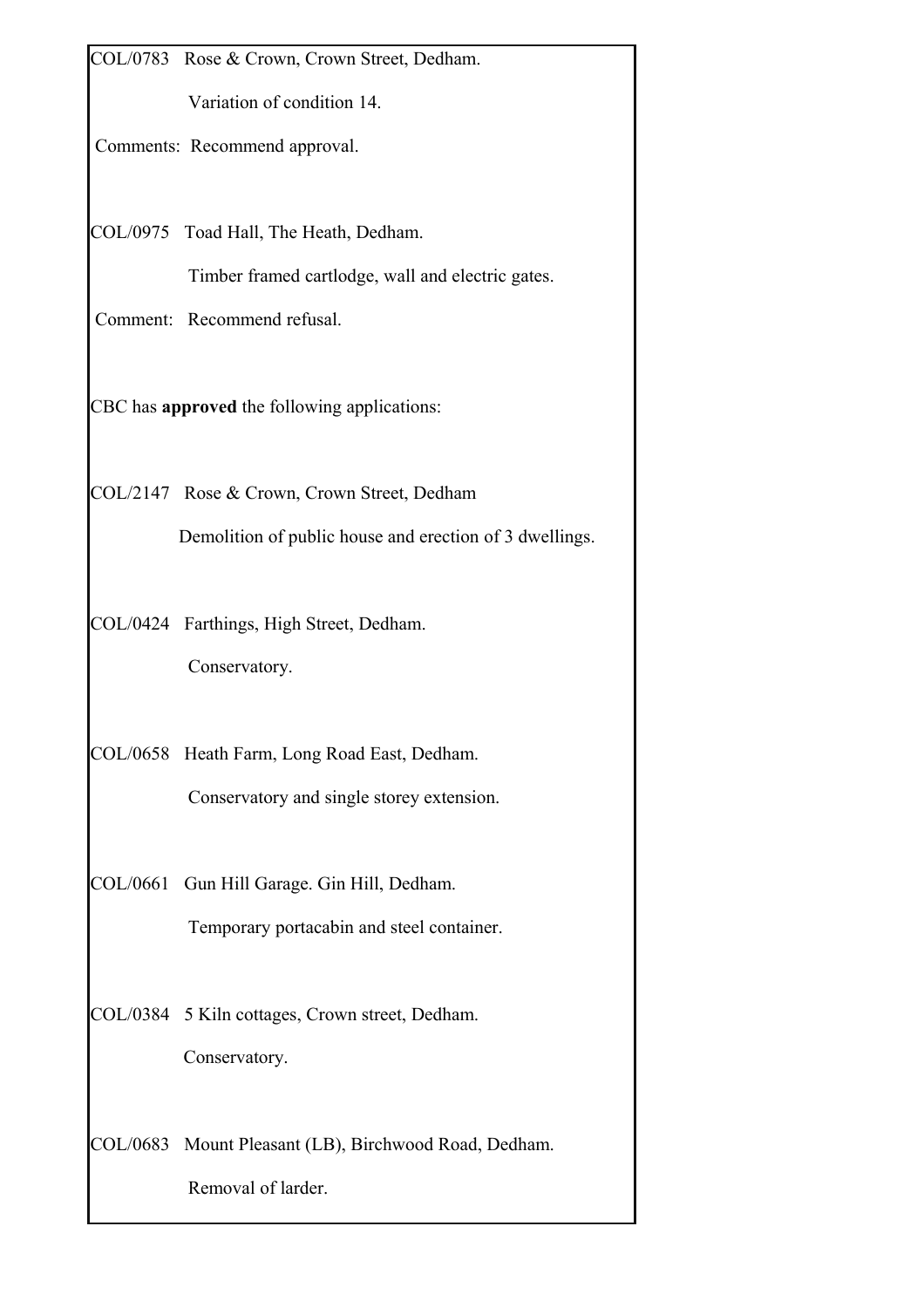COL/0783 Rose & Crown, Crown Street, Dedham.

Variation of condition 14.

Comments: Recommend approval.

COL/0975 Toad Hall, The Heath, Dedham.

Timber framed cartlodge, wall and electric gates.

Comment: Recommend refusal.

CBC has **approved** the following applications:

COL/2147 Rose & Crown, Crown Street, Dedham

Demolition of public house and erection of 3 dwellings.

COL/0424 Farthings, High Street, Dedham.

Conservatory.

COL/0658 Heath Farm, Long Road East, Dedham.

Conservatory and single storey extension.

COL/0661 Gun Hill Garage. Gin Hill, Dedham.

Temporary portacabin and steel container.

COL/0384 5 Kiln cottages, Crown street, Dedham.

Conservatory.

COL/0683 Mount Pleasant (LB), Birchwood Road, Dedham.

Removal of larder.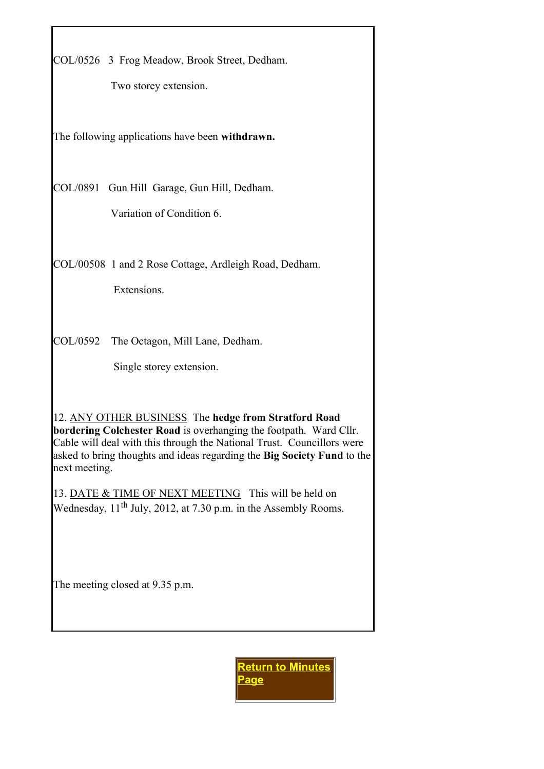COL/0526 3 Frog Meadow, Brook Street, Dedham.

Two storey extension.

The following applications have been **withdrawn.**

COL/0891 Gun Hill Garage, Gun Hill, Dedham.

Variation of Condition 6.

COL/00508 1 and 2 Rose Cottage, Ardleigh Road, Dedham.

Extensions.

COL/0592 The Octagon, Mill Lane, Dedham.

Single storey extension.

12. ANY OTHER BUSINESS The **hedge from Stratford Road bordering Colchester Road** is overhanging the footpath. Ward Cllr. Cable will deal with this through the National Trust. Councillors were asked to bring thoughts and ideas regarding the **Big Society Fund** to the next meeting.

13. DATE & TIME OF NEXT MEETING This will be held on Wednesday, 11th July, 2012, at 7.30 p.m. in the Assembly Rooms.

The meeting closed at 9.35 p.m.

Return to Minutes Page